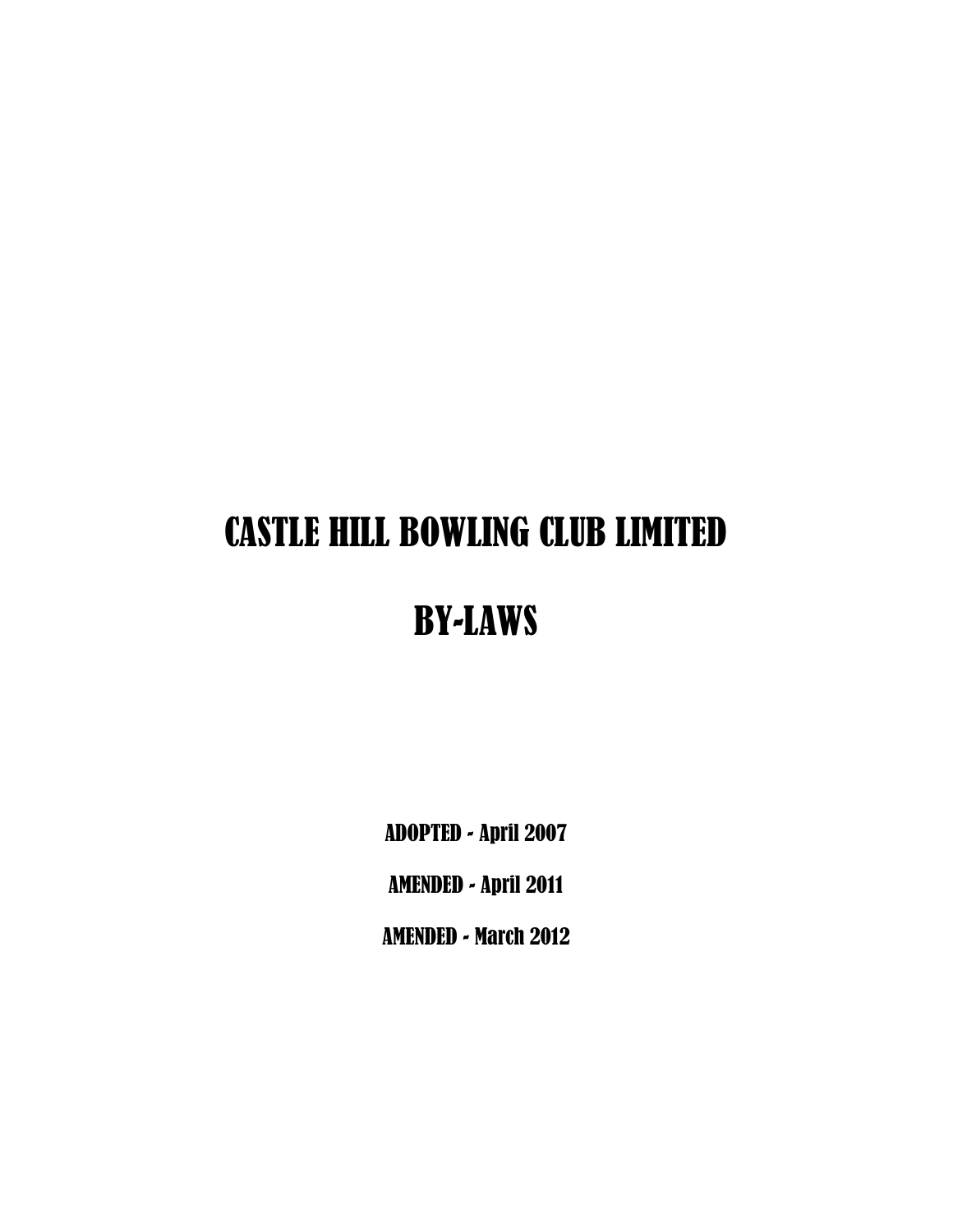# CASTLE HILL BOWLING CLUB LIMITED

# BY-LAWS

ADOPTED - April 2007

AMENDED - April 2011

AMENDED - March 2012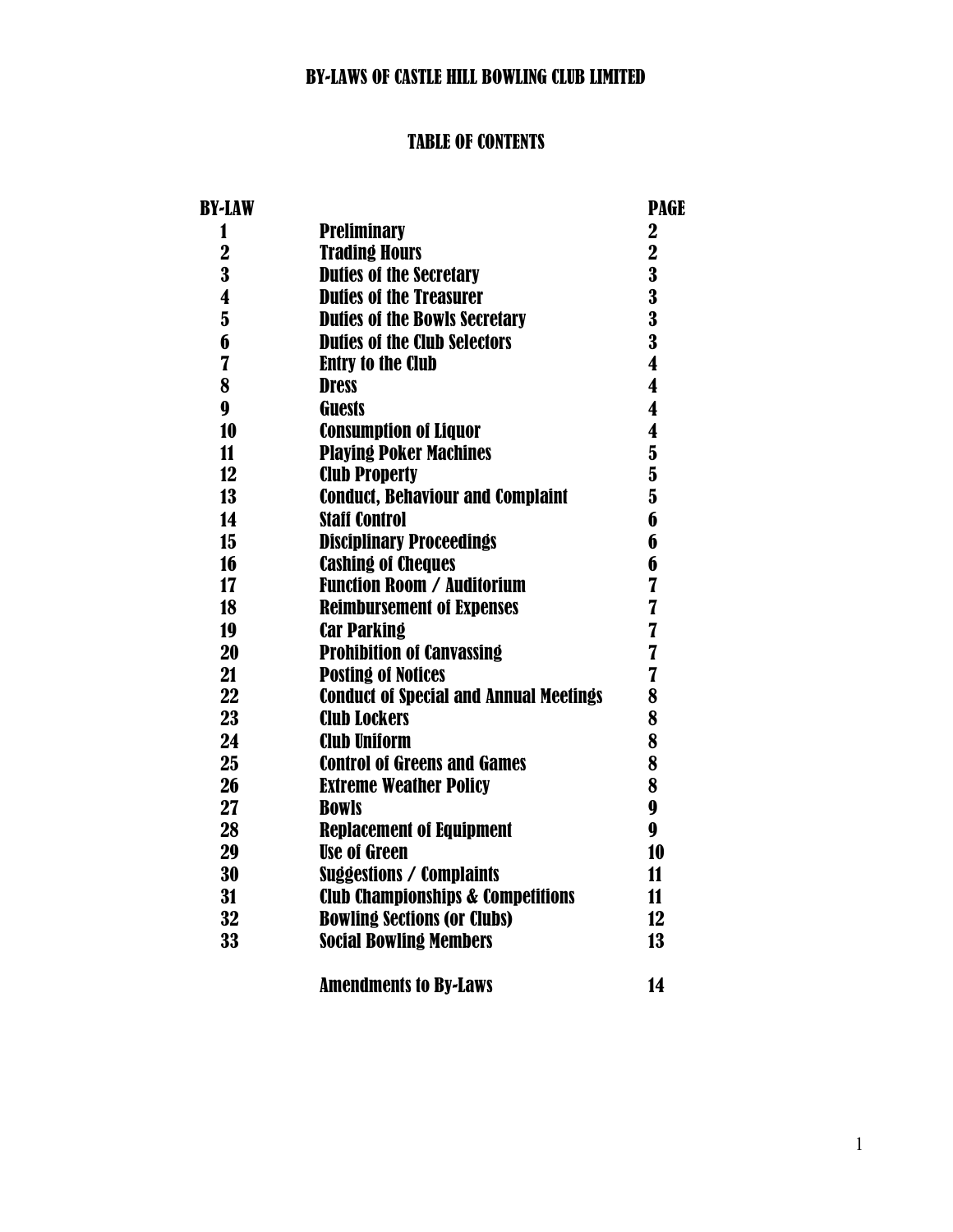# BY-LAWS OF CASTLE HILL BOWLING CLUB LIMITED

## TABLE OF CONTENTS

| BY-LAW | | PAGE |
|---|---|---|
| 1 | Preliminary | 2 |
| 2 | Trading Hours | 2 |
| 3 | Duties of the Secretary | 3 |
| 4 | Duties of the Treasurer | 3 |
| 5 | Duties of the Bowls Secretary | 3 |
| 6 | Duties of the Club Selectors | 3 |
| 7 | Entry to the Club | 4 |
| 8 | Dress | 4 |
| 9 | Guests | 4 |
| 10 | Consumption of Liquor | 4 |
| 11 | Playing Poker Machines | 5 |
| 12 | Club Property | 5 |
| 13 | Conduct, Behaviour and Complaint | 5 |
| 14 | Staff Control | 6 |
| 15 | Disciplinary Proceedings | 6 |
| 16 | Cashing of Cheques | 6 |
| 17 | Function Room / Auditorium | 7 |
| 18 | Reimbursement of Expenses | 7 |
| 19 | Car Parking | 7 |
| 20 | Prohibition of Canvassing | 7 |
| 21 | Posting of Notices | 7 |
| 22 | Conduct of Special and Annual Meetings | 8 |
| 23 | Club Lockers | 8 |
| 24 | Club Uniform | 8 |
| 25 | Control of Greens and Games | 8 |
| 26 | Extreme Weather Policy | 8 |
| 27 | Bowls | 9 |
| 28 | Replacement of Equipment | 9 |
| 29 | Use of Green | 10 |
| 30 | Suggestions / Complaints | 11 |
| 31 | Club Championships & Competitions | 11 |
| 32 | Bowling Sections (or Clubs) | 12 |
| 33 | Social Bowling Members | 13 |
| | Amendments to By-Laws | 14 |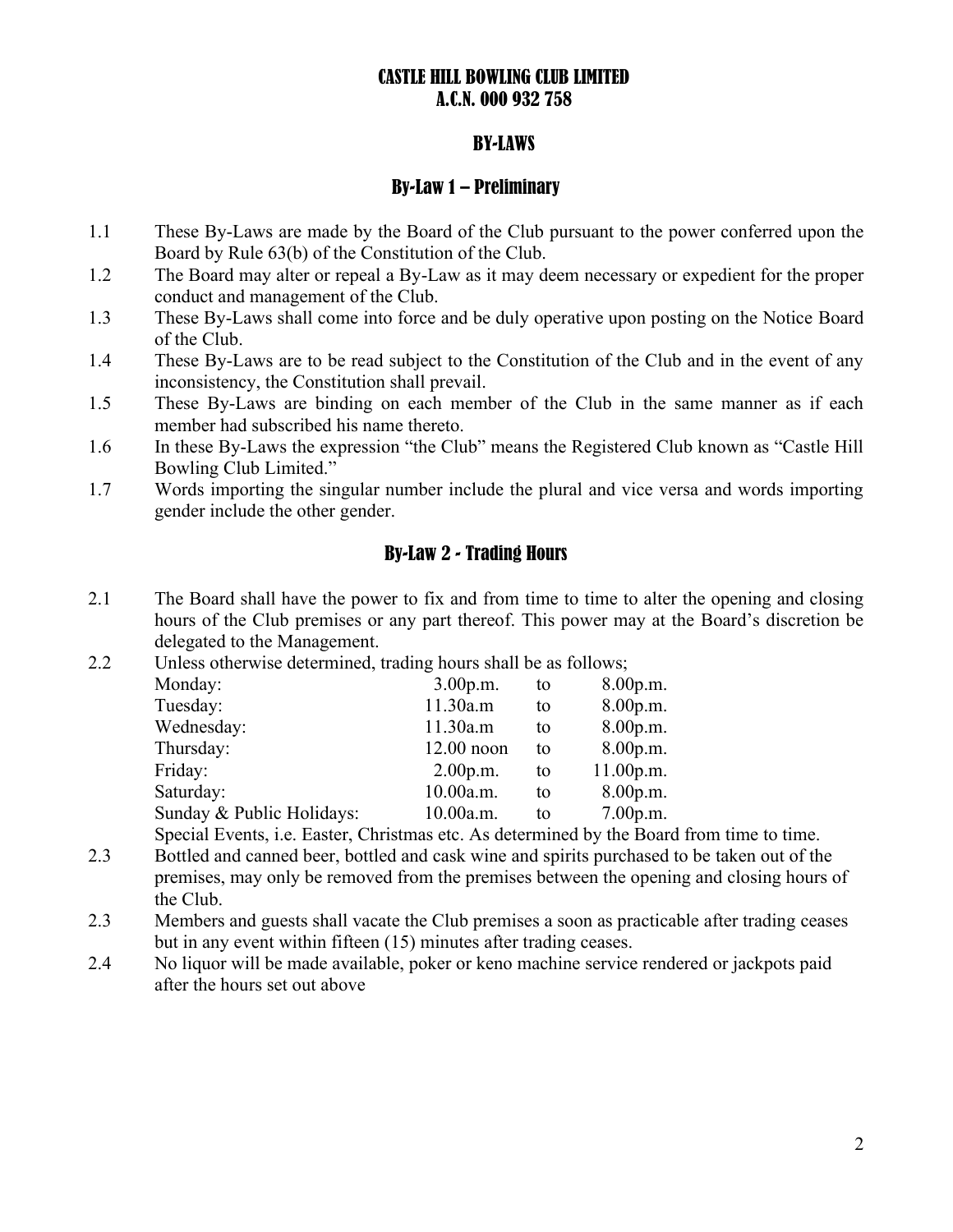# CASTLE HILL BOWLING CLUB LIMITED
# A.C.N. 000 932 758

## BY-LAWS

### By-Law 1 – Preliminary

1.1 These By-Laws are made by the Board of the Club pursuant to the power conferred upon the Board by Rule 63(b) of the Constitution of the Club.

1.2 The Board may alter or repeal a By-Law as it may deem necessary or expedient for the proper conduct and management of the Club.

1.3 These By-Laws shall come into force and be duly operative upon posting on the Notice Board of the Club.

1.4 These By-Laws are to be read subject to the Constitution of the Club and in the event of any inconsistency, the Constitution shall prevail.

1.5 These By-Laws are binding on each member of the Club in the same manner as if each member had subscribed his name thereto.

1.6 In these By-Laws the expression "the Club" means the Registered Club known as "Castle Hill Bowling Club Limited."

1.7 Words importing the singular number include the plural and vice versa and words importing gender include the other gender.

### By-Law 2 - Trading Hours

2.1 The Board shall have the power to fix and from time to time to alter the opening and closing hours of the Club premises or any part thereof. This power may at the Board's discretion be delegated to the Management.

2.2 Unless otherwise determined, trading hours shall be as follows;

| | | | |
|---|---|---|---|
| Monday: | 3.00p.m. | to | 8.00p.m. |
| Tuesday: | 11.30a.m | to | 8.00p.m. |
| Wednesday: | 11.30a.m | to | 8.00p.m. |
| Thursday: | 12.00 noon | to | 8.00p.m. |
| Friday: | 2.00p.m. | to | 11.00p.m. |
| Saturday: | 10.00a.m. | to | 8.00p.m. |
| Sunday & Public Holidays: | 10.00a.m. | to | 7.00p.m. |

Special Events, i.e. Easter, Christmas etc. As determined by the Board from time to time.

2.3 Bottled and canned beer, bottled and cask wine and spirits purchased to be taken out of the premises, may only be removed from the premises between the opening and closing hours of the Club.

2.3 Members and guests shall vacate the Club premises a soon as practicable after trading ceases but in any event within fifteen (15) minutes after trading ceases.

2.4 No liquor will be made available, poker or keno machine service rendered or jackpots paid after the hours set out above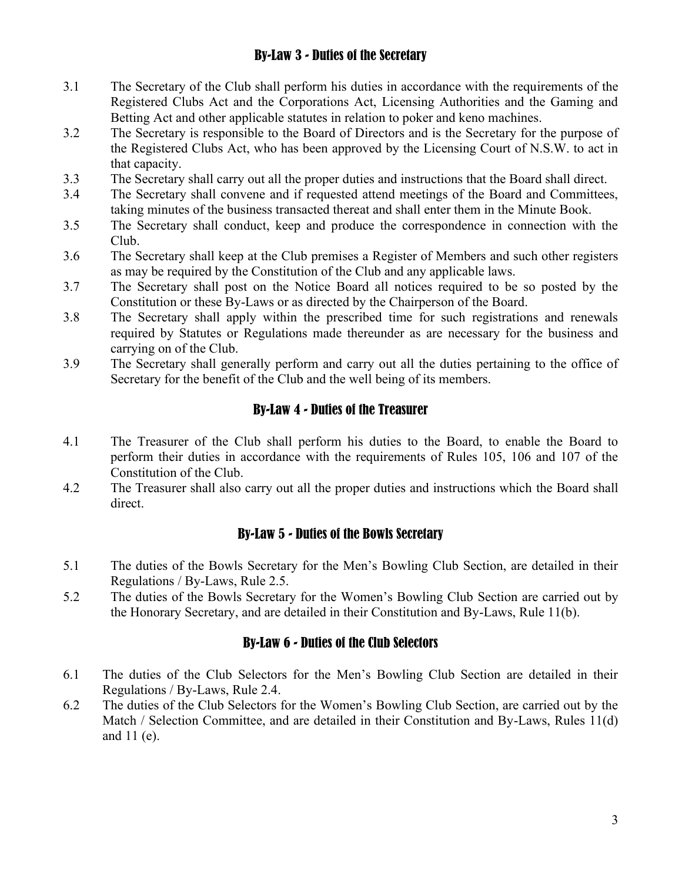## By-Law 3 - Duties of the Secretary

3.1 The Secretary of the Club shall perform his duties in accordance with the requirements of the Registered Clubs Act and the Corporations Act, Licensing Authorities and the Gaming and Betting Act and other applicable statutes in relation to poker and keno machines.

3.2 The Secretary is responsible to the Board of Directors and is the Secretary for the purpose of the Registered Clubs Act, who has been approved by the Licensing Court of N.S.W. to act in that capacity.

3.3 The Secretary shall carry out all the proper duties and instructions that the Board shall direct.

3.4 The Secretary shall convene and if requested attend meetings of the Board and Committees, taking minutes of the business transacted thereat and shall enter them in the Minute Book.

3.5 The Secretary shall conduct, keep and produce the correspondence in connection with the Club.

3.6 The Secretary shall keep at the Club premises a Register of Members and such other registers as may be required by the Constitution of the Club and any applicable laws.

3.7 The Secretary shall post on the Notice Board all notices required to be so posted by the Constitution or these By-Laws or as directed by the Chairperson of the Board.

3.8 The Secretary shall apply within the prescribed time for such registrations and renewals required by Statutes or Regulations made thereunder as are necessary for the business and carrying on of the Club.

3.9 The Secretary shall generally perform and carry out all the duties pertaining to the office of Secretary for the benefit of the Club and the well being of its members.

## By-Law 4 - Duties of the Treasurer

4.1 The Treasurer of the Club shall perform his duties to the Board, to enable the Board to perform their duties in accordance with the requirements of Rules 105, 106 and 107 of the Constitution of the Club.

4.2 The Treasurer shall also carry out all the proper duties and instructions which the Board shall direct.

## By-Law 5 - Duties of the Bowls Secretary

5.1 The duties of the Bowls Secretary for the Men's Bowling Club Section, are detailed in their Regulations / By-Laws, Rule 2.5.

5.2 The duties of the Bowls Secretary for the Women's Bowling Club Section are carried out by the Honorary Secretary, and are detailed in their Constitution and By-Laws, Rule 11(b).

## By-Law 6 - Duties of the Club Selectors

6.1 The duties of the Club Selectors for the Men's Bowling Club Section are detailed in their Regulations / By-Laws, Rule 2.4.

6.2 The duties of the Club Selectors for the Women's Bowling Club Section, are carried out by the Match / Selection Committee, and are detailed in their Constitution and By-Laws, Rules 11(d) and 11 (e).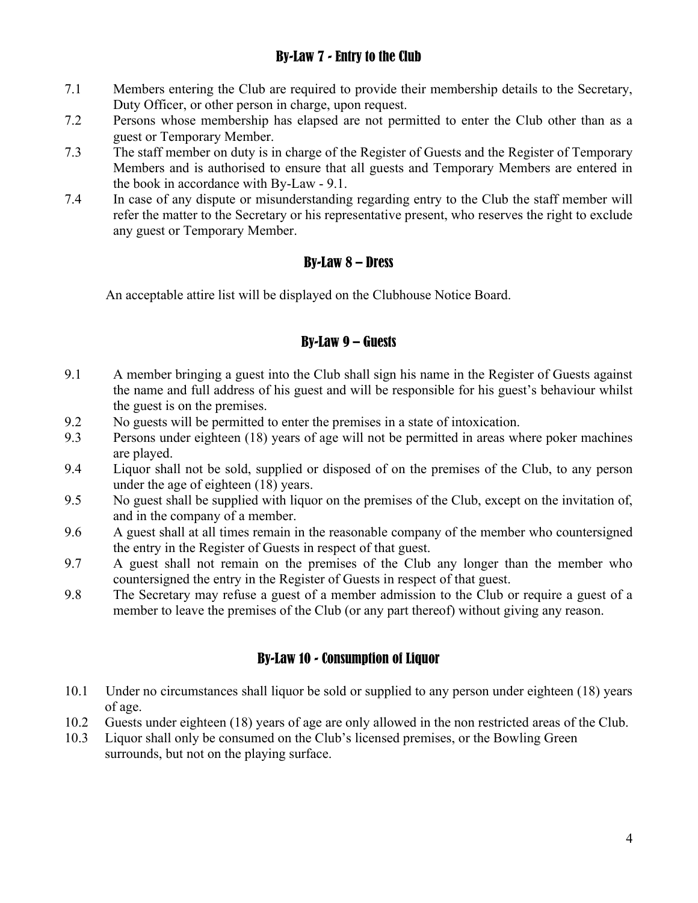## By-Law 7 - Entry to the Club

7.1 Members entering the Club are required to provide their membership details to the Secretary, Duty Officer, or other person in charge, upon request.

7.2 Persons whose membership has elapsed are not permitted to enter the Club other than as a guest or Temporary Member.

7.3 The staff member on duty is in charge of the Register of Guests and the Register of Temporary Members and is authorised to ensure that all guests and Temporary Members are entered in the book in accordance with By-Law - 9.1.

7.4 In case of any dispute or misunderstanding regarding entry to the Club the staff member will refer the matter to the Secretary or his representative present, who reserves the right to exclude any guest or Temporary Member.

## By-Law 8 – Dress

An acceptable attire list will be displayed on the Clubhouse Notice Board.

## By-Law 9 – Guests

9.1 A member bringing a guest into the Club shall sign his name in the Register of Guests against the name and full address of his guest and will be responsible for his guest's behaviour whilst the guest is on the premises.

9.2 No guests will be permitted to enter the premises in a state of intoxication.

9.3 Persons under eighteen (18) years of age will not be permitted in areas where poker machines are played.

9.4 Liquor shall not be sold, supplied or disposed of on the premises of the Club, to any person under the age of eighteen (18) years.

9.5 No guest shall be supplied with liquor on the premises of the Club, except on the invitation of, and in the company of a member.

9.6 A guest shall at all times remain in the reasonable company of the member who countersigned the entry in the Register of Guests in respect of that guest.

9.7 A guest shall not remain on the premises of the Club any longer than the member who countersigned the entry in the Register of Guests in respect of that guest.

9.8 The Secretary may refuse a guest of a member admission to the Club or require a guest of a member to leave the premises of the Club (or any part thereof) without giving any reason.

## By-Law 10 - Consumption of Liquor

10.1 Under no circumstances shall liquor be sold or supplied to any person under eighteen (18) years of age.

10.2 Guests under eighteen (18) years of age are only allowed in the non restricted areas of the Club.

10.3 Liquor shall only be consumed on the Club's licensed premises, or the Bowling Green surrounds, but not on the playing surface.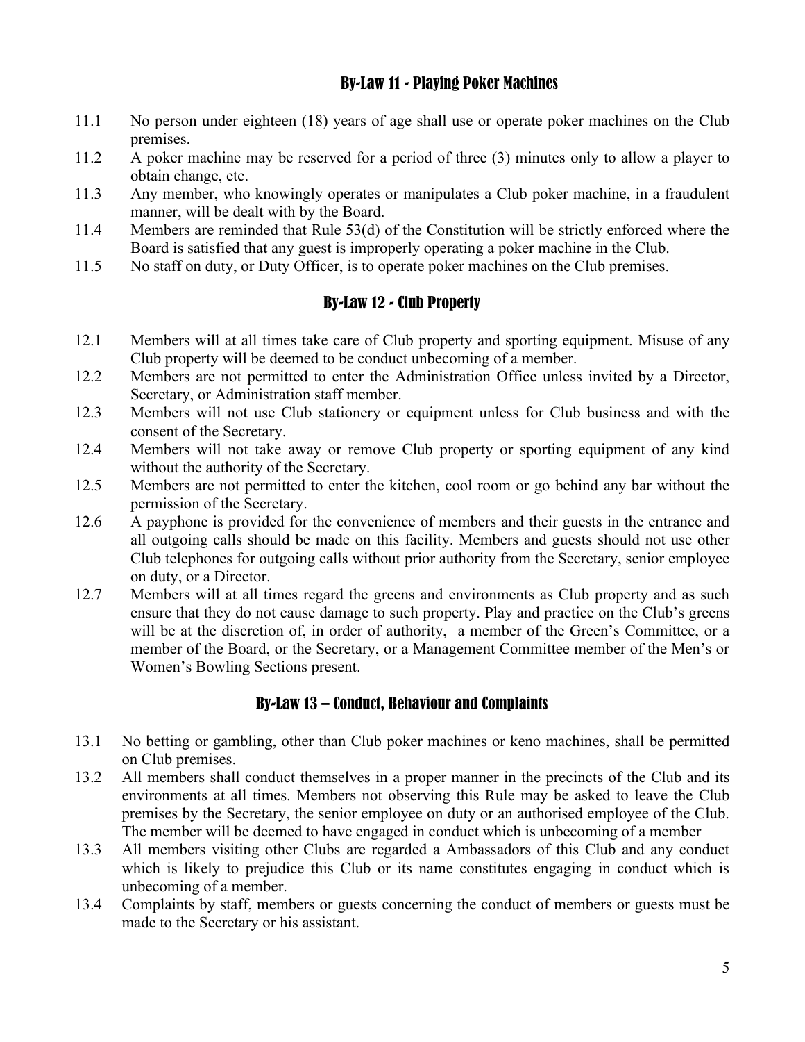## By-Law 11 - Playing Poker Machines

11.1 No person under eighteen (18) years of age shall use or operate poker machines on the Club premises.

11.2 A poker machine may be reserved for a period of three (3) minutes only to allow a player to obtain change, etc.

11.3 Any member, who knowingly operates or manipulates a Club poker machine, in a fraudulent manner, will be dealt with by the Board.

11.4 Members are reminded that Rule 53(d) of the Constitution will be strictly enforced where the Board is satisfied that any guest is improperly operating a poker machine in the Club.

11.5 No staff on duty, or Duty Officer, is to operate poker machines on the Club premises.

## By-Law 12 - Club Property

12.1 Members will at all times take care of Club property and sporting equipment. Misuse of any Club property will be deemed to be conduct unbecoming of a member.

12.2 Members are not permitted to enter the Administration Office unless invited by a Director, Secretary, or Administration staff member.

12.3 Members will not use Club stationery or equipment unless for Club business and with the consent of the Secretary.

12.4 Members will not take away or remove Club property or sporting equipment of any kind without the authority of the Secretary.

12.5 Members are not permitted to enter the kitchen, cool room or go behind any bar without the permission of the Secretary.

12.6 A payphone is provided for the convenience of members and their guests in the entrance and all outgoing calls should be made on this facility. Members and guests should not use other Club telephones for outgoing calls without prior authority from the Secretary, senior employee on duty, or a Director.

12.7 Members will at all times regard the greens and environments as Club property and as such ensure that they do not cause damage to such property. Play and practice on the Club's greens will be at the discretion of, in order of authority, a member of the Green's Committee, or a member of the Board, or the Secretary, or a Management Committee member of the Men's or Women's Bowling Sections present.

## By-Law 13 – Conduct, Behaviour and Complaints

13.1 No betting or gambling, other than Club poker machines or keno machines, shall be permitted on Club premises.

13.2 All members shall conduct themselves in a proper manner in the precincts of the Club and its environments at all times. Members not observing this Rule may be asked to leave the Club premises by the Secretary, the senior employee on duty or an authorised employee of the Club. The member will be deemed to have engaged in conduct which is unbecoming of a member

13.3 All members visiting other Clubs are regarded a Ambassadors of this Club and any conduct which is likely to prejudice this Club or its name constitutes engaging in conduct which is unbecoming of a member.

13.4 Complaints by staff, members or guests concerning the conduct of members or guests must be made to the Secretary or his assistant.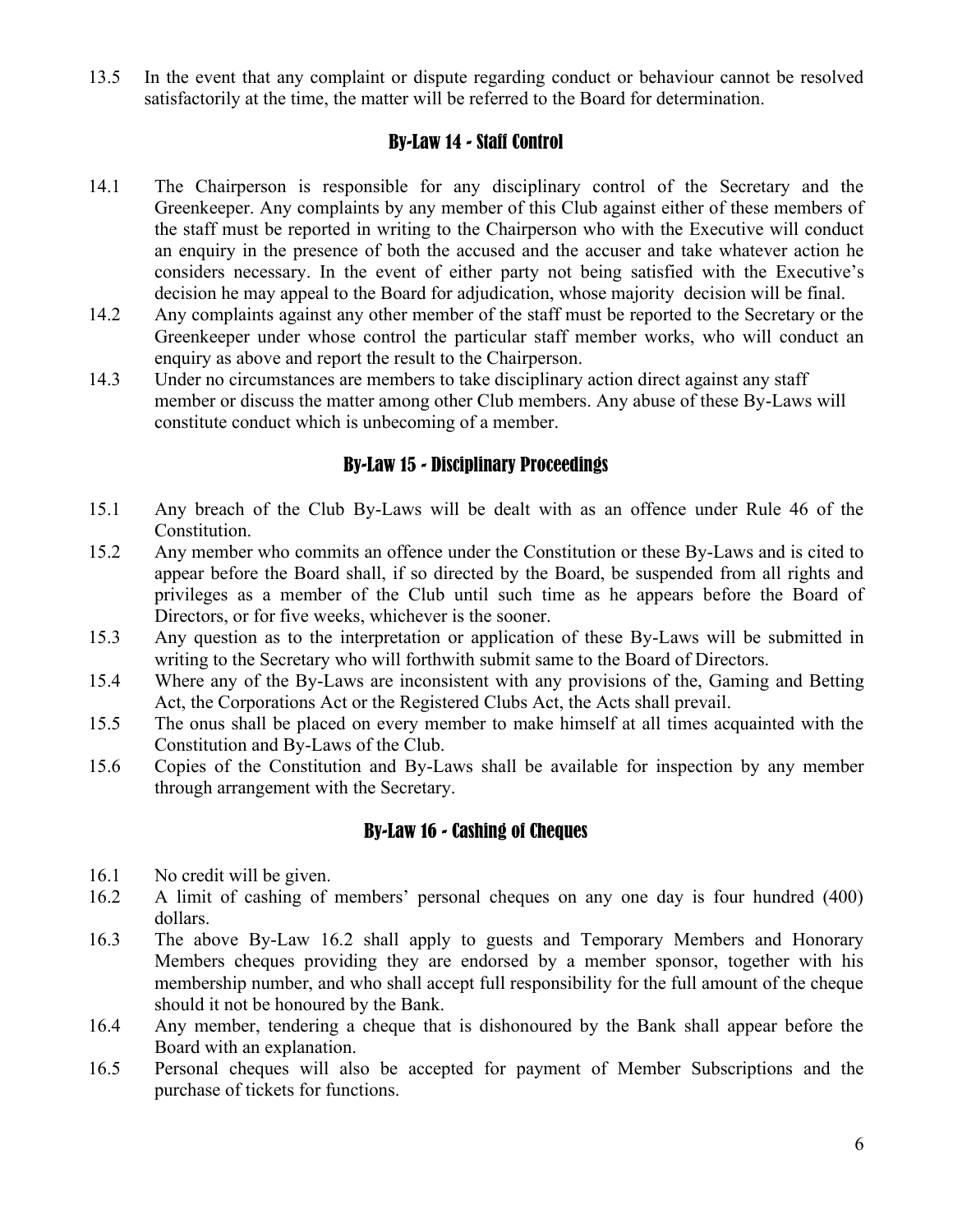13.5 In the event that any complaint or dispute regarding conduct or behaviour cannot be resolved satisfactorily at the time, the matter will be referred to the Board for determination.

## By-Law 14 - Staff Control

14.1 The Chairperson is responsible for any disciplinary control of the Secretary and the Greenkeeper. Any complaints by any member of this Club against either of these members of the staff must be reported in writing to the Chairperson who with the Executive will conduct an enquiry in the presence of both the accused and the accuser and take whatever action he considers necessary. In the event of either party not being satisfied with the Executive's decision he may appeal to the Board for adjudication, whose majority decision will be final.

14.2 Any complaints against any other member of the staff must be reported to the Secretary or the Greenkeeper under whose control the particular staff member works, who will conduct an enquiry as above and report the result to the Chairperson.

14.3 Under no circumstances are members to take disciplinary action direct against any staff member or discuss the matter among other Club members. Any abuse of these By-Laws will constitute conduct which is unbecoming of a member.

## By-Law 15 - Disciplinary Proceedings

15.1 Any breach of the Club By-Laws will be dealt with as an offence under Rule 46 of the Constitution.

15.2 Any member who commits an offence under the Constitution or these By-Laws and is cited to appear before the Board shall, if so directed by the Board, be suspended from all rights and privileges as a member of the Club until such time as he appears before the Board of Directors, or for five weeks, whichever is the sooner.

15.3 Any question as to the interpretation or application of these By-Laws will be submitted in writing to the Secretary who will forthwith submit same to the Board of Directors.

15.4 Where any of the By-Laws are inconsistent with any provisions of the, Gaming and Betting Act, the Corporations Act or the Registered Clubs Act, the Acts shall prevail.

15.5 The onus shall be placed on every member to make himself at all times acquainted with the Constitution and By-Laws of the Club.

15.6 Copies of the Constitution and By-Laws shall be available for inspection by any member through arrangement with the Secretary.

## By-Law 16 - Cashing of Cheques

16.1 No credit will be given.

16.2 A limit of cashing of members' personal cheques on any one day is four hundred (400) dollars.

16.3 The above By-Law 16.2 shall apply to guests and Temporary Members and Honorary Members cheques providing they are endorsed by a member sponsor, together with his membership number, and who shall accept full responsibility for the full amount of the cheque should it not be honoured by the Bank.

16.4 Any member, tendering a cheque that is dishonoured by the Bank shall appear before the Board with an explanation.

16.5 Personal cheques will also be accepted for payment of Member Subscriptions and the purchase of tickets for functions.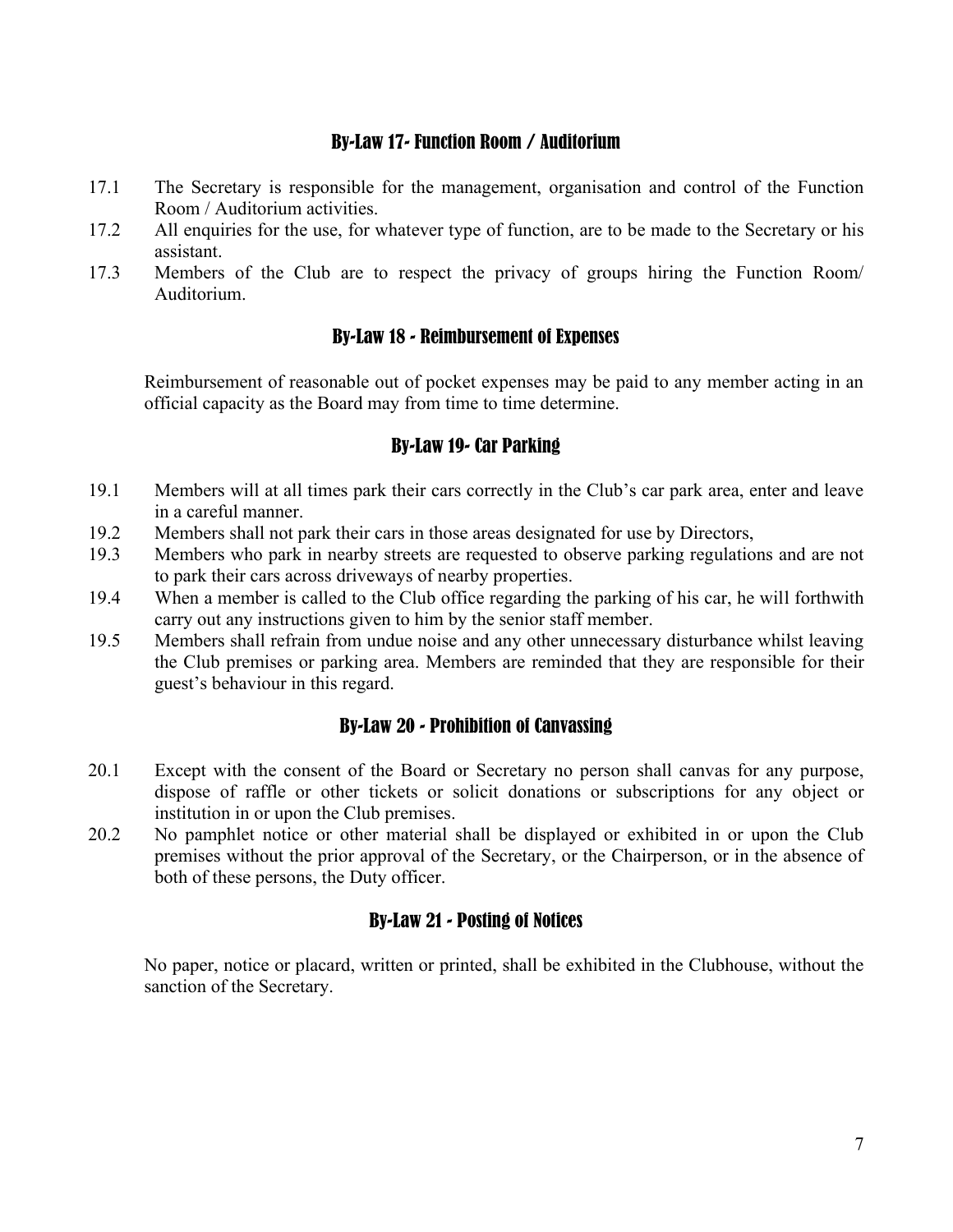## By-Law 17- Function Room / Auditorium

17.1 The Secretary is responsible for the management, organisation and control of the Function Room / Auditorium activities.

17.2 All enquiries for the use, for whatever type of function, are to be made to the Secretary or his assistant.

17.3 Members of the Club are to respect the privacy of groups hiring the Function Room/ Auditorium.

## By-Law 18 - Reimbursement of Expenses

Reimbursement of reasonable out of pocket expenses may be paid to any member acting in an official capacity as the Board may from time to time determine.

## By-Law 19- Car Parking

19.1 Members will at all times park their cars correctly in the Club's car park area, enter and leave in a careful manner.

19.2 Members shall not park their cars in those areas designated for use by Directors,

19.3 Members who park in nearby streets are requested to observe parking regulations and are not to park their cars across driveways of nearby properties.

19.4 When a member is called to the Club office regarding the parking of his car, he will forthwith carry out any instructions given to him by the senior staff member.

19.5 Members shall refrain from undue noise and any other unnecessary disturbance whilst leaving the Club premises or parking area. Members are reminded that they are responsible for their guest's behaviour in this regard.

## By-Law 20 - Prohibition of Canvassing

20.1 Except with the consent of the Board or Secretary no person shall canvas for any purpose, dispose of raffle or other tickets or solicit donations or subscriptions for any object or institution in or upon the Club premises.

20.2 No pamphlet notice or other material shall be displayed or exhibited in or upon the Club premises without the prior approval of the Secretary, or the Chairperson, or in the absence of both of these persons, the Duty officer.

## By-Law 21 - Posting of Notices

No paper, notice or placard, written or printed, shall be exhibited in the Clubhouse, without the sanction of the Secretary.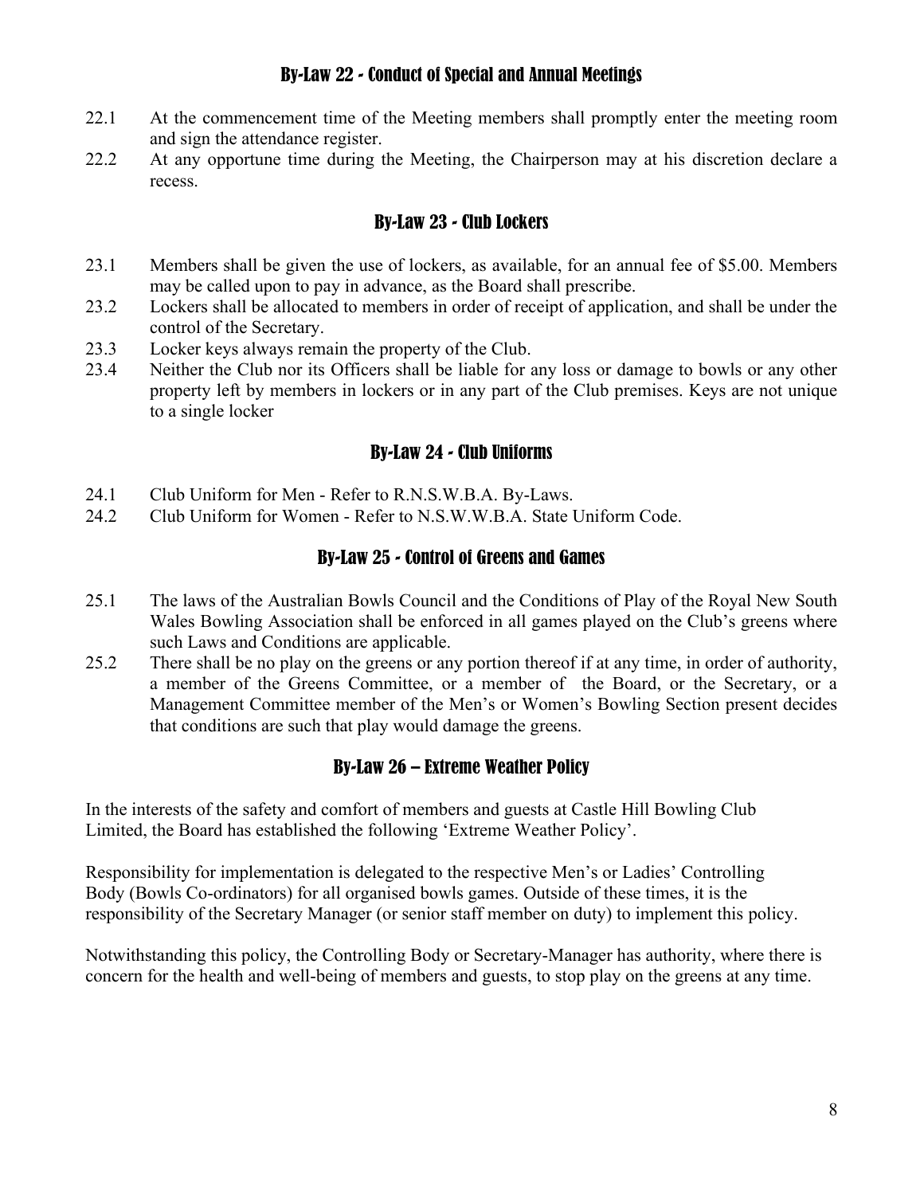## By-Law 22 - Conduct of Special and Annual Meetings

22.1 At the commencement time of the Meeting members shall promptly enter the meeting room and sign the attendance register.

22.2 At any opportune time during the Meeting, the Chairperson may at his discretion declare a recess.

## By-Law 23 - Club Lockers

23.1 Members shall be given the use of lockers, as available, for an annual fee of $5.00. Members may be called upon to pay in advance, as the Board shall prescribe.

23.2 Lockers shall be allocated to members in order of receipt of application, and shall be under the control of the Secretary.

23.3 Locker keys always remain the property of the Club.

23.4 Neither the Club nor its Officers shall be liable for any loss or damage to bowls or any other property left by members in lockers or in any part of the Club premises. Keys are not unique to a single locker

## By-Law 24 - Club Uniforms

24.1 Club Uniform for Men - Refer to R.N.S.W.B.A. By-Laws.

24.2 Club Uniform for Women - Refer to N.S.W.W.B.A. State Uniform Code.

## By-Law 25 - Control of Greens and Games

25.1 The laws of the Australian Bowls Council and the Conditions of Play of the Royal New South Wales Bowling Association shall be enforced in all games played on the Club's greens where such Laws and Conditions are applicable.

25.2 There shall be no play on the greens or any portion thereof if at any time, in order of authority, a member of the Greens Committee, or a member of the Board, or the Secretary, or a Management Committee member of the Men's or Women's Bowling Section present decides that conditions are such that play would damage the greens.

## By-Law 26 – Extreme Weather Policy

In the interests of the safety and comfort of members and guests at Castle Hill Bowling Club Limited, the Board has established the following 'Extreme Weather Policy'.

Responsibility for implementation is delegated to the respective Men's or Ladies' Controlling Body (Bowls Co-ordinators) for all organised bowls games. Outside of these times, it is the responsibility of the Secretary Manager (or senior staff member on duty) to implement this policy.

Notwithstanding this policy, the Controlling Body or Secretary-Manager has authority, where there is concern for the health and well-being of members and guests, to stop play on the greens at any time.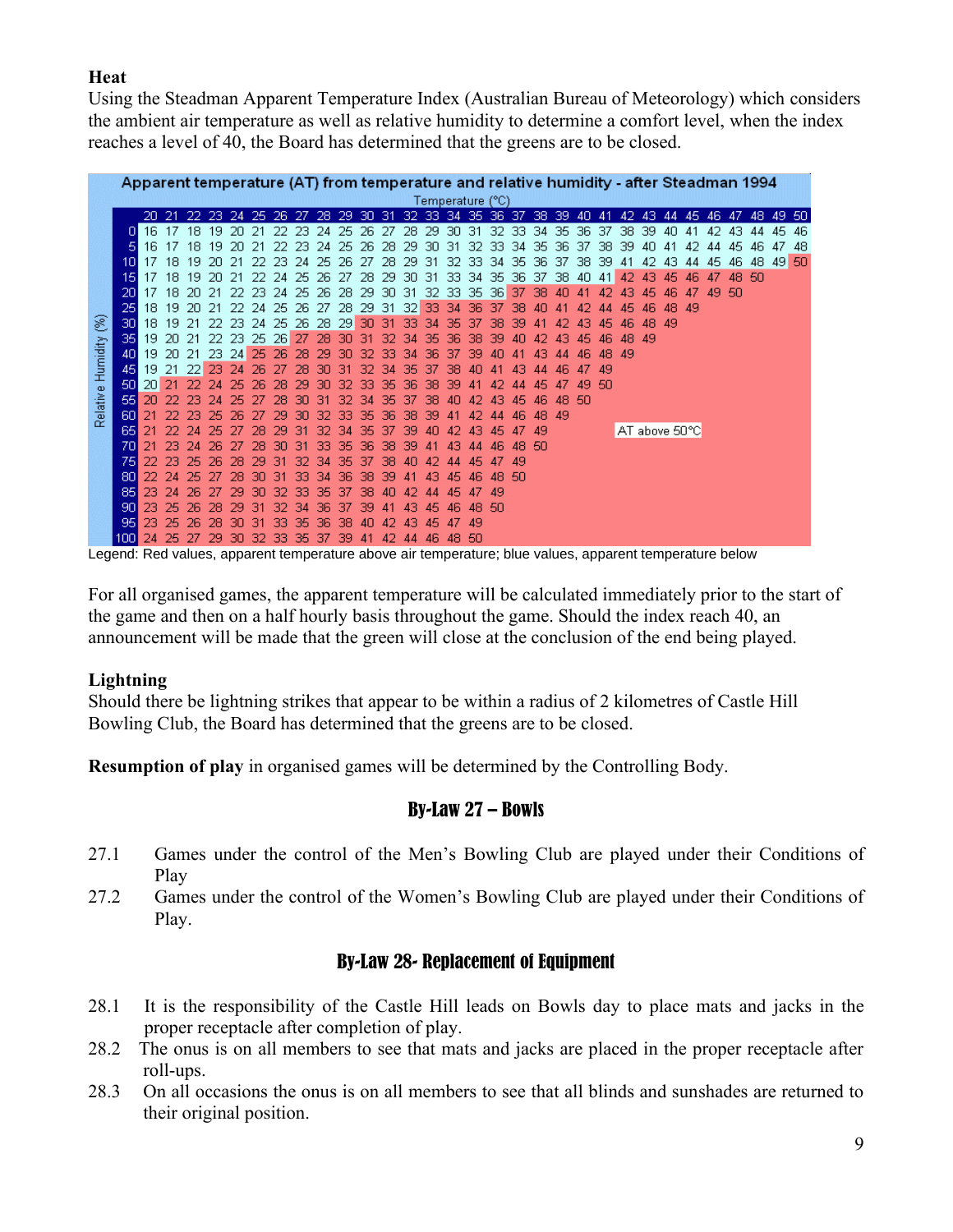**Heat**

Using the Steadman Apparent Temperature Index (Australian Bureau of Meteorology) which considers the ambient air temperature as well as relative humidity to determine a comfort level, when the index reaches a level of 40, the Board has determined that the greens are to be closed.

**Apparent temperature (AT) from temperature and relative humidity - after Steadman 1994**

| Relative Humidity (%) \ Temperature (°C) | 20 | 21 | 22 | 23 | 24 | 25 | 26 | 27 | 28 | 29 | 30 | 31 | 32 | 33 | 34 | 35 | 36 | 37 | 38 | 39 | 40 | 41 | 42 | 43 | 44 | 45 | 46 | 47 | 48 | 49 | 50 |
|---|---|---|---|---|---|---|---|---|---|---|---|---|---|---|---|---|---|---|---|---|---|---|---|---|---|---|---|---|---|---|---|
| 0 | 16 | 17 | 18 | 19 | 20 | 21 | 22 | 23 | 24 | 25 | 26 | 27 | 28 | 29 | 30 | 31 | 32 | 33 | 34 | 35 | 36 | 37 | 38 | 39 | 40 | 41 | 42 | 43 | 44 | 45 | 46 |
| 5 | 16 | 17 | 18 | 19 | 20 | 21 | 22 | 23 | 24 | 25 | 26 | 28 | 29 | 30 | 31 | 32 | 33 | 34 | 35 | 36 | 37 | 38 | 39 | 40 | 41 | 42 | 44 | 45 | 46 | 47 | 48 |
| 10 | 17 | 17 | 18 | 19 | 20 | 21 | 22 | 23 | 24 | 25 | 26 | 27 | 28 | 29 | 31 | 32 | 33 | 34 | 35 | 36 | 37 | 38 | 39 | 41 | 42 | 43 | 44 | 45 | 46 | 48 | 49 |
| 15 | 17 | 18 | 19 | 20 | 21 | 22 | 24 | 25 | 26 | 27 | 28 | 29 | 30 | 31 | 33 | 34 | 35 | 36 | 37 | 38 | 40 | 41 | 42 | 43 | 45 | 46 | 47 | 48 | 50 | | |
| 20 | 17 | 18 | 20 | 21 | 22 | 23 | 24 | 25 | 26 | 28 | 29 | 30 | 31 | 32 | 33 | 35 | 36 | 37 | 38 | 40 | 41 | 42 | 43 | 45 | 46 | 47 | 49 | 50 | | | |
| 25 | 18 | 19 | 20 | 21 | 22 | 24 | 25 | 26 | 27 | 28 | 29 | 31 | 32 | 33 | 34 | 36 | 37 | 38 | 40 | 41 | 42 | 44 | 45 | 46 | 48 | 49 | | | | | |
| 30 | 18 | 19 | 21 | 22 | 23 | 24 | 25 | 26 | 28 | 29 | 30 | 31 | 33 | 34 | 35 | 37 | 38 | 39 | 41 | 42 | 43 | 45 | 46 | 48 | 49 | | | | | | |
| 35 | 19 | 20 | 21 | 22 | 23 | 25 | 26 | 27 | 28 | 30 | 31 | 32 | 34 | 35 | 36 | 38 | 39 | 40 | 42 | 43 | 45 | 46 | 48 | 49 | | | | | | | |
| 40 | 19 | 20 | 21 | 23 | 24 | 25 | 26 | 28 | 29 | 30 | 32 | 33 | 34 | 36 | 37 | 39 | 40 | 41 | 43 | 44 | 46 | 48 | 49 | | | | | | | | |
| 45 | 19 | 21 | 22 | 23 | 24 | 26 | 27 | 28 | 30 | 31 | 32 | 34 | 35 | 37 | 38 | 40 | 41 | 43 | 44 | 46 | 47 | 49 | | | | | | | | | |
| 50 | 20 | 21 | 22 | 24 | 25 | 26 | 28 | 29 | 30 | 32 | 33 | 35 | 36 | 38 | 39 | 41 | 42 | 44 | 45 | 47 | 49 | 50 | | | | | | | | | |
| 55 | 20 | 22 | 23 | 24 | 25 | 27 | 28 | 30 | 31 | 32 | 34 | 35 | 37 | 38 | 40 | 42 | 43 | 45 | 46 | 48 | 50 | | | | | | | | | | |
| 60 | 21 | 22 | 23 | 25 | 26 | 27 | 29 | 30 | 32 | 33 | 35 | 36 | 38 | 39 | 41 | 42 | 44 | 46 | 48 | 49 | | | | | | | | | | | |
| 65 | 21 | 22 | 24 | 25 | 27 | 28 | 29 | 31 | 32 | 34 | 35 | 37 | 39 | 40 | 42 | 43 | 45 | 47 | 49 | | | | | | | | | | | | |
| 70 | 21 | 23 | 24 | 26 | 27 | 28 | 30 | 31 | 33 | 35 | 36 | 38 | 39 | 41 | 43 | 44 | 46 | 48 | 50 | | | | | | | | | | | | |
| 75 | 22 | 23 | 25 | 26 | 28 | 29 | 31 | 32 | 34 | 35 | 37 | 38 | 40 | 42 | 44 | 45 | 47 | 49 | | | | | | | | | | | | | |
| 80 | 22 | 24 | 25 | 27 | 28 | 30 | 31 | 33 | 34 | 36 | 38 | 39 | 41 | 43 | 45 | 46 | 48 | 50 | | | | | | | | | | | | | |
| 85 | 23 | 24 | 26 | 27 | 29 | 30 | 32 | 33 | 35 | 37 | 38 | 40 | 42 | 44 | 45 | 47 | 49 | | | | | | | | | | | | | | |
| 90 | 23 | 25 | 26 | 28 | 29 | 31 | 32 | 34 | 36 | 37 | 39 | 41 | 43 | 45 | 46 | 48 | 50 | | | | | | | | | | | | | | |
| 95 | 23 | 25 | 26 | 28 | 30 | 31 | 33 | 35 | 36 | 38 | 40 | 42 | 43 | 45 | 47 | 49 | | | | | | | | | | | | | | | |
| 100 | 24 | 25 | 27 | 29 | 30 | 32 | 33 | 35 | 37 | 39 | 41 | 42 | 44 | 46 | 48 | 50 | | | | | | | | | | | | | | | |

AT above 50°C

Legend: Red values, apparent temperature above air temperature; blue values, apparent temperature below

For all organised games, the apparent temperature will be calculated immediately prior to the start of the game and then on a half hourly basis throughout the game. Should the index reach 40, an announcement will be made that the green will close at the conclusion of the end being played.

**Lightning**

Should there be lightning strikes that appear to be within a radius of 2 kilometres of Castle Hill Bowling Club, the Board has determined that the greens are to be closed.

**Resumption of play** in organised games will be determined by the Controlling Body.

## By-Law 27 – Bowls

27.1 Games under the control of the Men's Bowling Club are played under their Conditions of Play

27.2 Games under the control of the Women's Bowling Club are played under their Conditions of Play.

## By-Law 28- Replacement of Equipment

28.1 It is the responsibility of the Castle Hill leads on Bowls day to place mats and jacks in the proper receptacle after completion of play.

28.2 The onus is on all members to see that mats and jacks are placed in the proper receptacle after roll-ups.

28.3 On all occasions the onus is on all members to see that all blinds and sunshades are returned to their original position.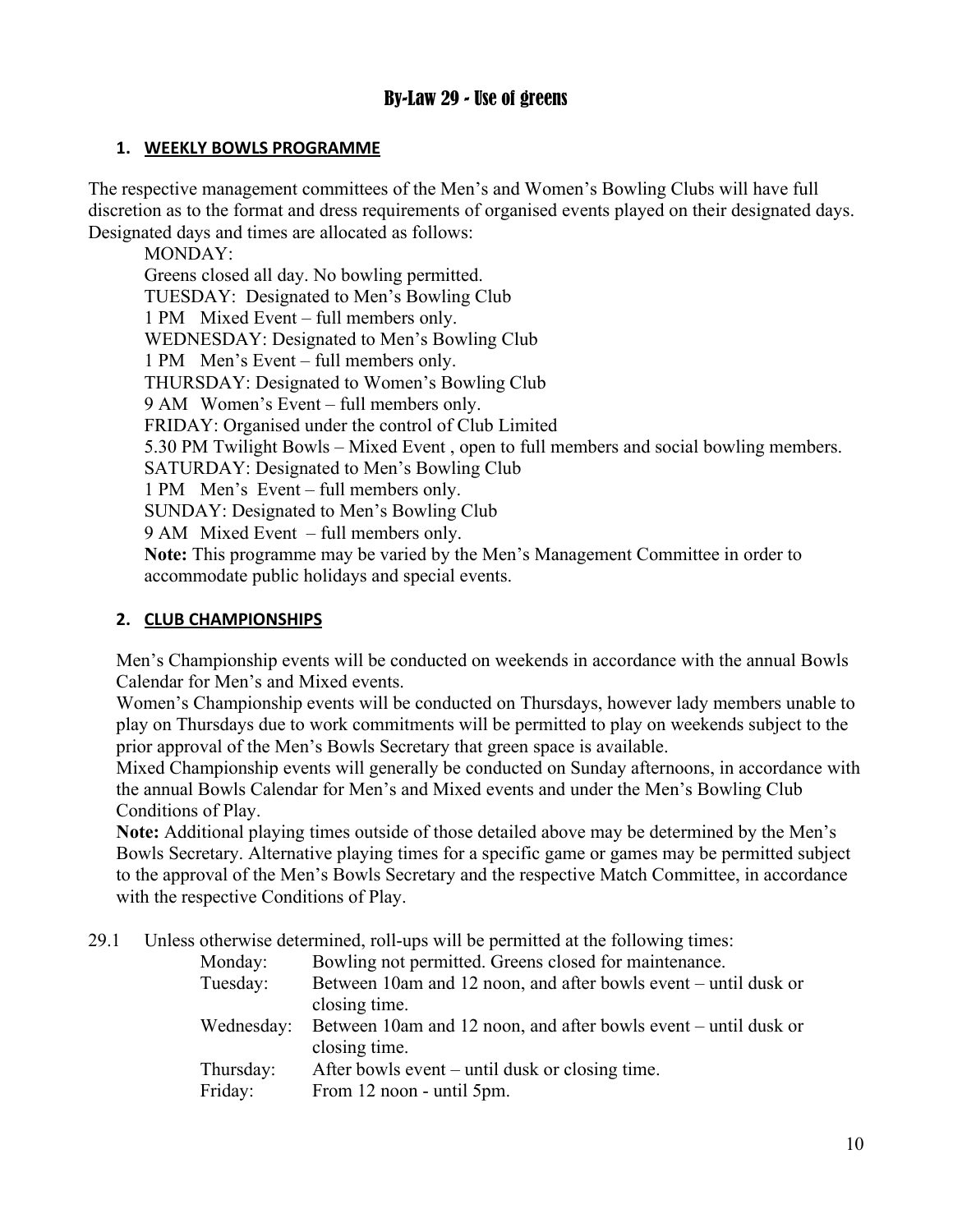# By-Law 29 - Use of greens

### 1. WEEKLY BOWLS PROGRAMME

The respective management committees of the Men's and Women's Bowling Clubs will have full discretion as to the format and dress requirements of organised events played on their designated days. Designated days and times are allocated as follows:

MONDAY:
Greens closed all day. No bowling permitted.
TUESDAY: Designated to Men's Bowling Club
1 PM Mixed Event – full members only.
WEDNESDAY: Designated to Men's Bowling Club
1 PM Men's Event – full members only.
THURSDAY: Designated to Women's Bowling Club
9 AM Women's Event – full members only.
FRIDAY: Organised under the control of Club Limited
5.30 PM Twilight Bowls – Mixed Event , open to full members and social bowling members.
SATURDAY: Designated to Men's Bowling Club
1 PM Men's Event – full members only.
SUNDAY: Designated to Men's Bowling Club
9 AM Mixed Event – full members only.

**Note:** This programme may be varied by the Men's Management Committee in order to accommodate public holidays and special events.

### 2. CLUB CHAMPIONSHIPS

Men's Championship events will be conducted on weekends in accordance with the annual Bowls Calendar for Men's and Mixed events.

Women's Championship events will be conducted on Thursdays, however lady members unable to play on Thursdays due to work commitments will be permitted to play on weekends subject to the prior approval of the Men's Bowls Secretary that green space is available.

Mixed Championship events will generally be conducted on Sunday afternoons, in accordance with the annual Bowls Calendar for Men's and Mixed events and under the Men's Bowling Club Conditions of Play.

**Note:** Additional playing times outside of those detailed above may be determined by the Men's Bowls Secretary. Alternative playing times for a specific game or games may be permitted subject to the approval of the Men's Bowls Secretary and the respective Match Committee, in accordance with the respective Conditions of Play.

29.1 Unless otherwise determined, roll-ups will be permitted at the following times:

| | |
|---|---|
| Monday: | Bowling not permitted. Greens closed for maintenance. |
| Tuesday: | Between 10am and 12 noon, and after bowls event – until dusk or closing time. |
| Wednesday: | Between 10am and 12 noon, and after bowls event – until dusk or closing time. |
| Thursday: | After bowls event – until dusk or closing time. |
| Friday: | From 12 noon - until 5pm. |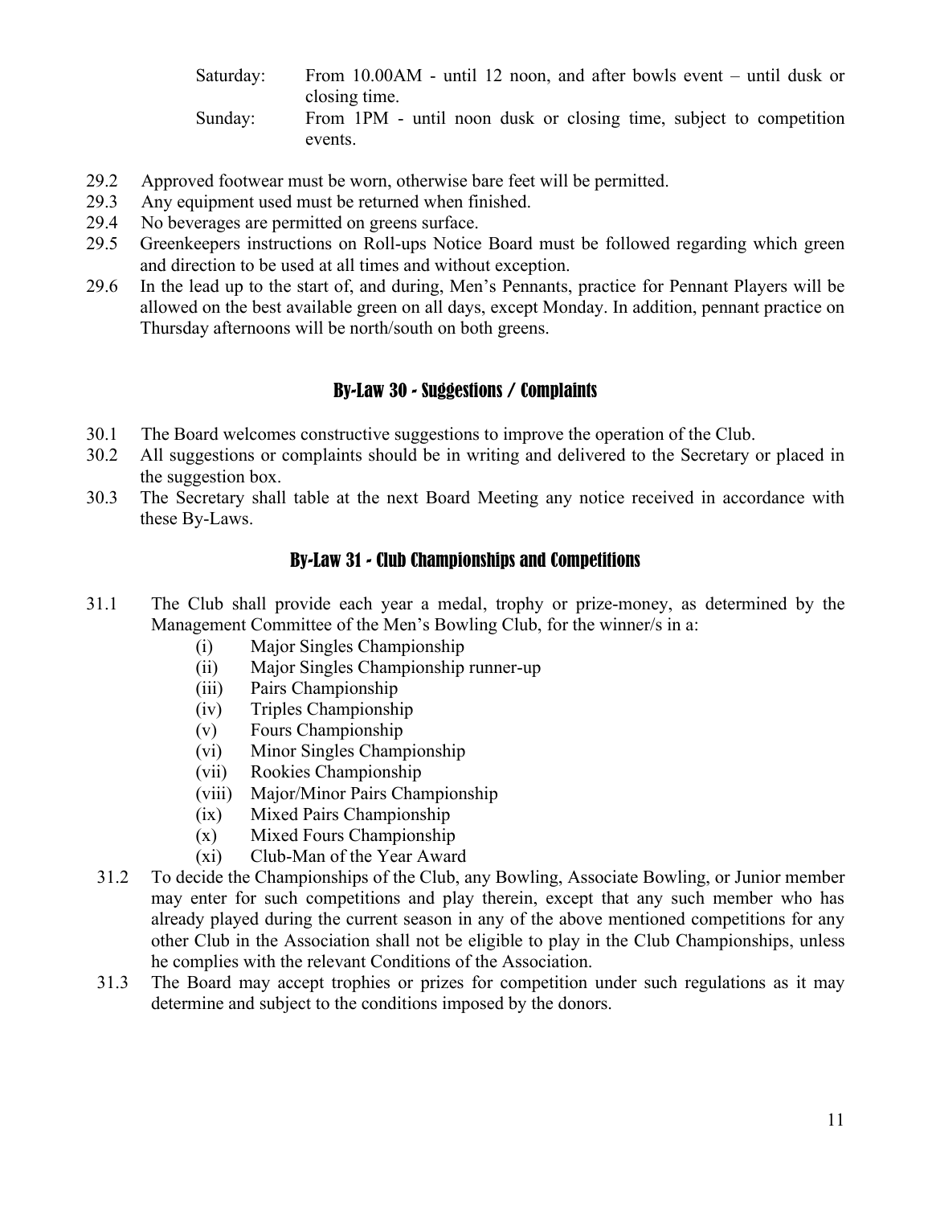Saturday: From 10.00AM - until 12 noon, and after bowls event – until dusk or closing time.

Sunday: From 1PM - until noon dusk or closing time, subject to competition events.

29.2 Approved footwear must be worn, otherwise bare feet will be permitted.

29.3 Any equipment used must be returned when finished.

29.4 No beverages are permitted on greens surface.

29.5 Greenkeepers instructions on Roll-ups Notice Board must be followed regarding which green and direction to be used at all times and without exception.

29.6 In the lead up to the start of, and during, Men's Pennants, practice for Pennant Players will be allowed on the best available green on all days, except Monday. In addition, pennant practice on Thursday afternoons will be north/south on both greens.

## By-Law 30 - Suggestions / Complaints

30.1 The Board welcomes constructive suggestions to improve the operation of the Club.

30.2 All suggestions or complaints should be in writing and delivered to the Secretary or placed in the suggestion box.

30.3 The Secretary shall table at the next Board Meeting any notice received in accordance with these By-Laws.

## By-Law 31 - Club Championships and Competitions

31.1 The Club shall provide each year a medal, trophy or prize-money, as determined by the Management Committee of the Men's Bowling Club, for the winner/s in a:

- (i) Major Singles Championship
- (ii) Major Singles Championship runner-up
- (iii) Pairs Championship
- (iv) Triples Championship
- (v) Fours Championship
- (vi) Minor Singles Championship
- (vii) Rookies Championship
- (viii) Major/Minor Pairs Championship
- (ix) Mixed Pairs Championship
- (x) Mixed Fours Championship
- (xi) Club-Man of the Year Award

31.2 To decide the Championships of the Club, any Bowling, Associate Bowling, or Junior member may enter for such competitions and play therein, except that any such member who has already played during the current season in any of the above mentioned competitions for any other Club in the Association shall not be eligible to play in the Club Championships, unless he complies with the relevant Conditions of the Association.

31.3 The Board may accept trophies or prizes for competition under such regulations as it may determine and subject to the conditions imposed by the donors.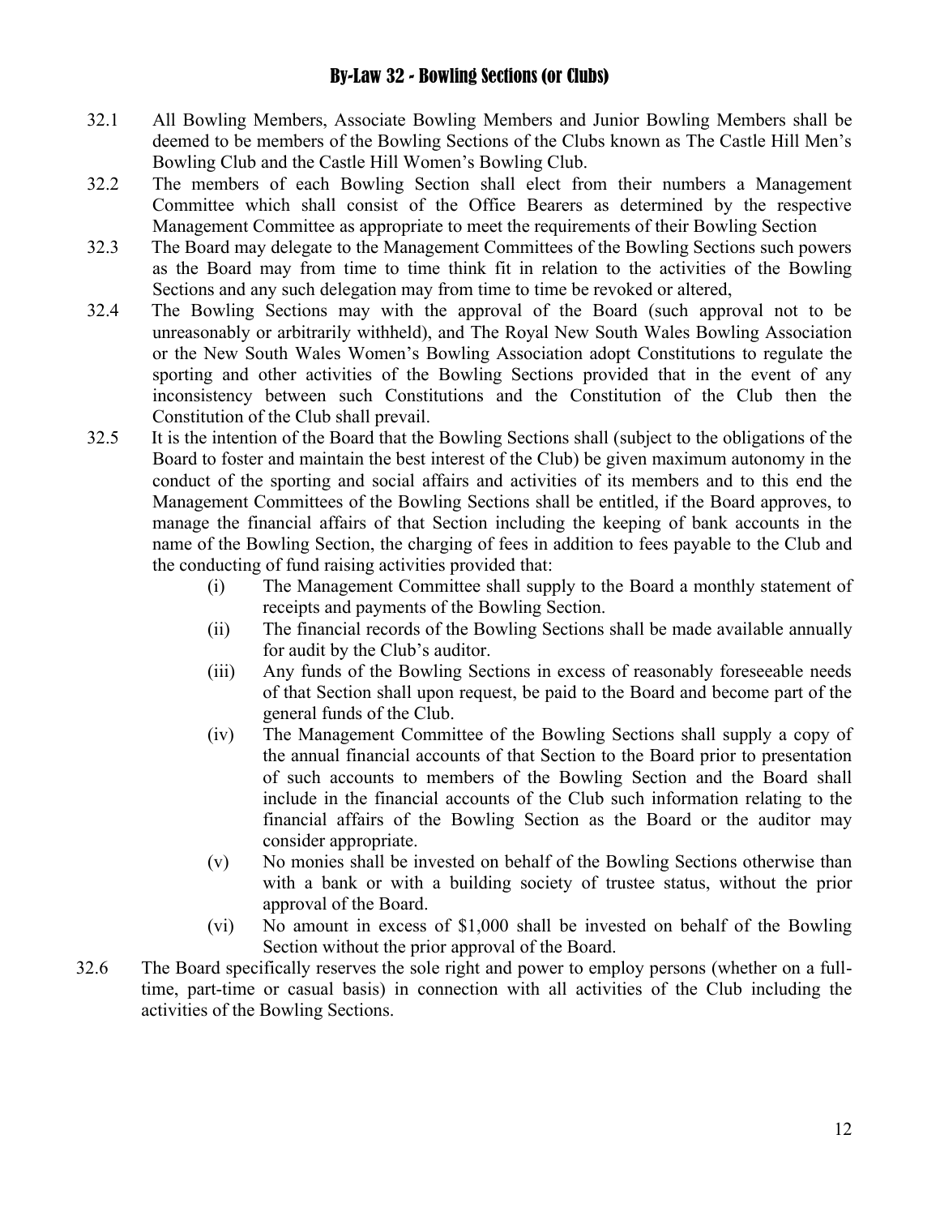## By-Law 32 - Bowling Sections (or Clubs)

32.1 All Bowling Members, Associate Bowling Members and Junior Bowling Members shall be deemed to be members of the Bowling Sections of the Clubs known as The Castle Hill Men's Bowling Club and the Castle Hill Women's Bowling Club.

32.2 The members of each Bowling Section shall elect from their numbers a Management Committee which shall consist of the Office Bearers as determined by the respective Management Committee as appropriate to meet the requirements of their Bowling Section

32.3 The Board may delegate to the Management Committees of the Bowling Sections such powers as the Board may from time to time think fit in relation to the activities of the Bowling Sections and any such delegation may from time to time be revoked or altered,

32.4 The Bowling Sections may with the approval of the Board (such approval not to be unreasonably or arbitrarily withheld), and The Royal New South Wales Bowling Association or the New South Wales Women's Bowling Association adopt Constitutions to regulate the sporting and other activities of the Bowling Sections provided that in the event of any inconsistency between such Constitutions and the Constitution of the Club then the Constitution of the Club shall prevail.

32.5 It is the intention of the Board that the Bowling Sections shall (subject to the obligations of the Board to foster and maintain the best interest of the Club) be given maximum autonomy in the conduct of the sporting and social affairs and activities of its members and to this end the Management Committees of the Bowling Sections shall be entitled, if the Board approves, to manage the financial affairs of that Section including the keeping of bank accounts in the name of the Bowling Section, the charging of fees in addition to fees payable to the Club and the conducting of fund raising activities provided that:

- (i) The Management Committee shall supply to the Board a monthly statement of receipts and payments of the Bowling Section.
- (ii) The financial records of the Bowling Sections shall be made available annually for audit by the Club's auditor.
- (iii) Any funds of the Bowling Sections in excess of reasonably foreseeable needs of that Section shall upon request, be paid to the Board and become part of the general funds of the Club.
- (iv) The Management Committee of the Bowling Sections shall supply a copy of the annual financial accounts of that Section to the Board prior to presentation of such accounts to members of the Bowling Section and the Board shall include in the financial accounts of the Club such information relating to the financial affairs of the Bowling Section as the Board or the auditor may consider appropriate.
- (v) No monies shall be invested on behalf of the Bowling Sections otherwise than with a bank or with a building society of trustee status, without the prior approval of the Board.
- (vi) No amount in excess of $1,000 shall be invested on behalf of the Bowling Section without the prior approval of the Board.

32.6 The Board specifically reserves the sole right and power to employ persons (whether on a full-time, part-time or casual basis) in connection with all activities of the Club including the activities of the Bowling Sections.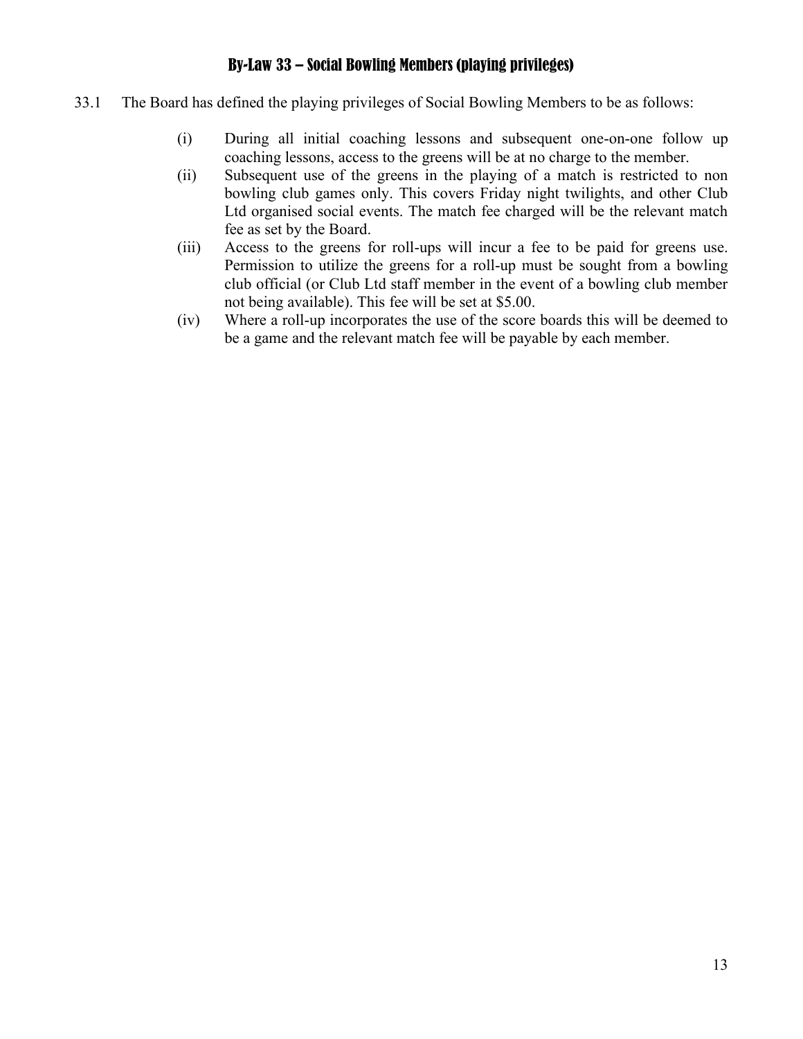## By-Law 33 – Social Bowling Members (playing privileges)

33.1 The Board has defined the playing privileges of Social Bowling Members to be as follows:

(i) During all initial coaching lessons and subsequent one-on-one follow up coaching lessons, access to the greens will be at no charge to the member.

(ii) Subsequent use of the greens in the playing of a match is restricted to non bowling club games only. This covers Friday night twilights, and other Club Ltd organised social events. The match fee charged will be the relevant match fee as set by the Board.

(iii) Access to the greens for roll-ups will incur a fee to be paid for greens use. Permission to utilize the greens for a roll-up must be sought from a bowling club official (or Club Ltd staff member in the event of a bowling club member not being available). This fee will be set at $5.00.

(iv) Where a roll-up incorporates the use of the score boards this will be deemed to be a game and the relevant match fee will be payable by each member.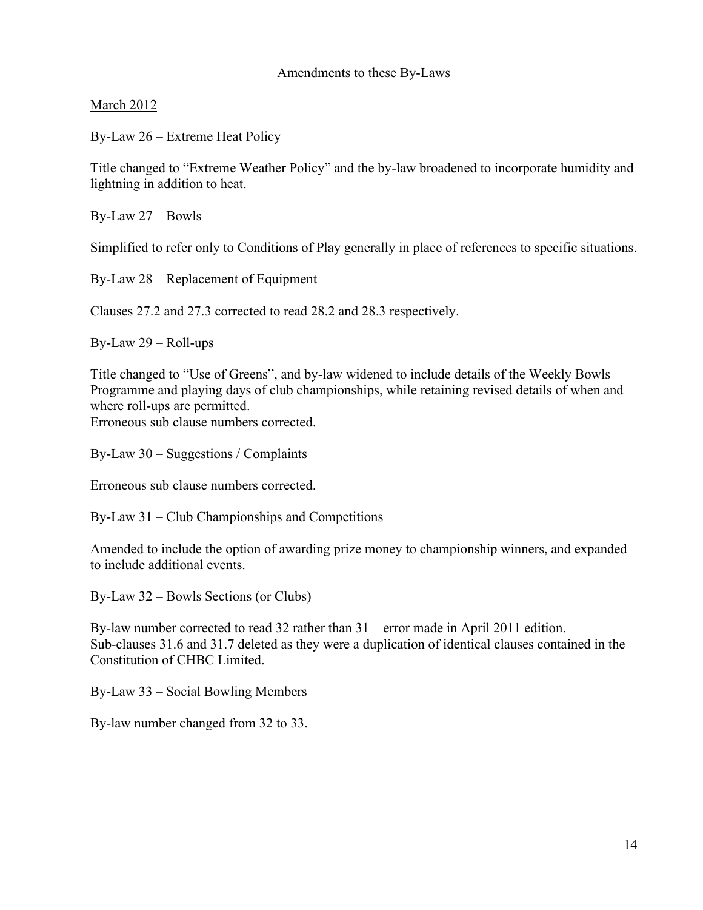## Amendments to these By-Laws

### March 2012

By-Law 26 – Extreme Heat Policy

Title changed to "Extreme Weather Policy" and the by-law broadened to incorporate humidity and lightning in addition to heat.

By-Law 27 – Bowls

Simplified to refer only to Conditions of Play generally in place of references to specific situations.

By-Law 28 – Replacement of Equipment

Clauses 27.2 and 27.3 corrected to read 28.2 and 28.3 respectively.

By-Law 29 – Roll-ups

Title changed to "Use of Greens", and by-law widened to include details of the Weekly Bowls Programme and playing days of club championships, while retaining revised details of when and where roll-ups are permitted.
Erroneous sub clause numbers corrected.

By-Law 30 – Suggestions / Complaints

Erroneous sub clause numbers corrected.

By-Law 31 – Club Championships and Competitions

Amended to include the option of awarding prize money to championship winners, and expanded to include additional events.

By-Law 32 – Bowls Sections (or Clubs)

By-law number corrected to read 32 rather than 31 – error made in April 2011 edition.
Sub-clauses 31.6 and 31.7 deleted as they were a duplication of identical clauses contained in the Constitution of CHBC Limited.

By-Law 33 – Social Bowling Members

By-law number changed from 32 to 33.